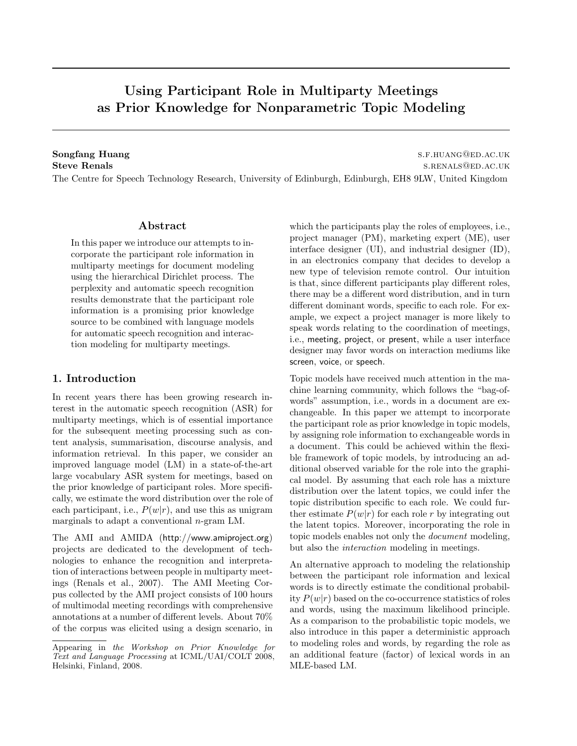# Using Participant Role in Multiparty Meetings as Prior Knowledge for Nonparametric Topic Modeling

**Songfang Huang** S.F.HUANG@ED.AC.UK
**Steve Renals** S.RENALS@ED.AC.UK
The Centre for Speech Technology Research, University of Edinburgh, Edinburgh, EH8 9LW, United Kingdom

## Abstract

In this paper we introduce our attempts to incorporate the participant role information in multiparty meetings for document modeling using the hierarchical Dirichlet process. The perplexity and automatic speech recognition results demonstrate that the participant role information is a promising prior knowledge source to be combined with language models for automatic speech recognition and interaction modeling for multiparty meetings.

## 1. Introduction

In recent years there has been growing research interest in the automatic speech recognition (ASR) for multiparty meetings, which is of essential importance for the subsequent meeting processing such as content analysis, summarisation, discourse analysis, and information retrieval. In this paper, we consider an improved language model (LM) in a state-of-the-art large vocabulary ASR system for meetings, based on the prior knowledge of participant roles. More specifically, we estimate the word distribution over the role of each participant, i.e., $P(w|r)$, and use this as unigram marginals to adapt a conventional $n$-gram LM.

The AMI and AMIDA (http://www.amiproject.org) projects are dedicated to the development of technologies to enhance the recognition and interpretation of interactions between people in multiparty meetings (Renals et al., 2007). The AMI Meeting Corpus collected by the AMI project consists of 100 hours of multimodal meeting recordings with comprehensive annotations at a number of different levels. About 70% of the corpus was elicited using a design scenario, in which the participants play the roles of employees, i.e., project manager (PM), marketing expert (ME), user interface designer (UI), and industrial designer (ID), in an electronics company that decides to develop a new type of television remote control. Our intuition is that, since different participants play different roles, there may be a different word distribution, and in turn different dominant words, specific to each role. For example, we expect a project manager is more likely to speak words relating to the coordination of meetings, i.e., meeting, project, or present, while a user interface designer may favor words on interaction mediums like screen, voice, or speech.

Topic models have received much attention in the machine learning community, which follows the "bag-of-words" assumption, i.e., words in a document are exchangeable. In this paper we attempt to incorporate the participant role as prior knowledge in topic models, by assigning role information to exchangeable words in a document. This could be achieved within the flexible framework of topic models, by introducing an additional observed variable for the role into the graphical model. By assuming that each role has a mixture distribution over the latent topics, we could infer the topic distribution specific to each role. We could further estimate $P(w|r)$ for each role $r$ by integrating out the latent topics. Moreover, incorporating the role in topic models enables not only the *document* modeling, but also the *interaction* modeling in meetings.

An alternative approach to modeling the relationship between the participant role information and lexical words is to directly estimate the conditional probability $P(w|r)$ based on the co-occurrence statistics of roles and words, using the maximum likelihood principle. As a comparison to the probabilistic topic models, we also introduce in this paper a deterministic approach to modeling roles and words, by regarding the role as an additional feature (factor) of lexical words in an MLE-based LM.

---

Appearing in *the Workshop on Prior Knowledge for Text and Language Processing* at ICML/UAI/COLT 2008, Helsinki, Finland, 2008.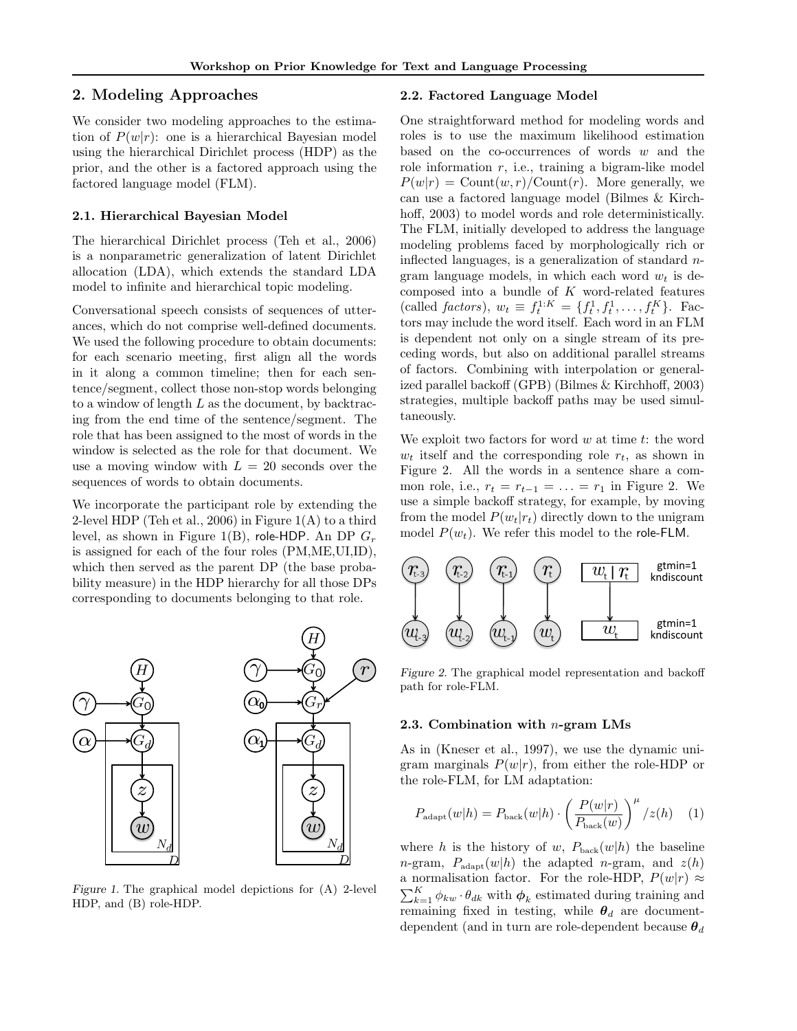## 2. Modeling Approaches

We consider two modeling approaches to the estimation of $P(w|r)$: one is a hierarchical Bayesian model using the hierarchical Dirichlet process (HDP) as the prior, and the other is a factored approach using the factored language model (FLM).

### 2.1. Hierarchical Bayesian Model

The hierarchical Dirichlet process (Teh et al., 2006) is a nonparametric generalization of latent Dirichlet allocation (LDA), which extends the standard LDA model to infinite and hierarchical topic modeling.

Conversational speech consists of sequences of utterances, which do not comprise well-defined documents. We used the following procedure to obtain documents: for each scenario meeting, first align all the words in it along a common timeline; then for each sentence/segment, collect those non-stop words belonging to a window of length $L$ as the document, by backtracing from the end time of the sentence/segment. The role that has been assigned to the most of words in the window is selected as the role for that document. We use a moving window with $L = 20$ seconds over the sequences of words to obtain documents.

We incorporate the participant role by extending the 2-level HDP (Teh et al., 2006) in Figure 1(A) to a third level, as shown in Figure 1(B), role-HDP. An DP $G_r$ is assigned for each of the four roles (PM,ME,UI,ID), which then served as the parent DP (the base probability measure) in the HDP hierarchy for all those DPs corresponding to documents belonging to that role.

H
γ
$G_0$
α
$G_d$
z
w
$N_d$
D

H
γ
$G_0$
r
$α_0$
$G_r$
$α_1$
$G_d$
z
w
$N_d$
D

*Figure 1.* The graphical model depictions for (A) 2-level HDP, and (B) role-HDP.

### 2.2. Factored Language Model

One straightforward method for modeling words and roles is to use the maximum likelihood estimation based on the co-occurrences of words $w$ and the role information $r$, i.e., training a bigram-like model $P(w|r) = \text{Count}(w,r)/\text{Count}(r)$. More generally, we can use a factored language model (Bilmes & Kirchhoff, 2003) to model words and role deterministically. The FLM, initially developed to address the language modeling problems faced by morphologically rich or inflected languages, is a generalization of standard $n$-gram language models, in which each word $w_t$ is decomposed into a bundle of $K$ word-related features (called *factors*), $w_t \equiv f_t^{1:K} = \{f_t^1, f_t^1, \ldots, f_t^K\}$. Factors may include the word itself. Each word in an FLM is dependent not only on a single stream of its preceding words, but also on additional parallel streams of factors. Combining with interpolation or generalized parallel backoff (GPB) (Bilmes & Kirchhoff, 2003) strategies, multiple backoff paths may be used simultaneously.

We exploit two factors for word $w$ at time $t$: the word $w_t$ itself and the corresponding role $r_t$, as shown in Figure 2. All the words in a sentence share a common role, i.e., $r_t = r_{t-1} = \ldots = r_1$ in Figure 2. We use a simple backoff strategy, for example, by moving from the model $P(w_t|r_t)$ directly down to the unigram model $P(w_t)$. We refer this model to the role-FLM.

$r_{t-3}$ $r_{t-2}$ $r_{t-1}$ $r_t$
$w_{t-3}$ $w_{t-2}$ $w_{t-1}$ $w_t$
$w_t \mid r_t$ gtmin=1 kndiscount
$w_t$ gtmin=1 kndiscount

*Figure 2.* The graphical model representation and backoff path for role-FLM.

### 2.3. Combination with $n$-gram LMs

As in (Kneser et al., 1997), we use the dynamic unigram marginals $P(w|r)$, from either the role-HDP or the role-FLM, for LM adaptation:

$$P_{\text{adapt}}(w|h) = P_{\text{back}}(w|h) \cdot \left(\frac{P(w|r)}{P_{\text{back}}(w)}\right)^{\mu} / z(h) \quad (1)$$

where $h$ is the history of $w$, $P_{\text{back}}(w|h)$ the baseline $n$-gram, $P_{\text{adapt}}(w|h)$ the adapted $n$-gram, and $z(h)$ a normalisation factor. For the role-HDP, $P(w|r) \approx \sum_{k=1}^{K} \phi_{kw} \cdot \theta_{dk}$ with $\boldsymbol{\phi}_k$ estimated during training and remaining fixed in testing, while $\boldsymbol{\theta}_d$ are document-dependent (and in turn are role-dependent because $\boldsymbol{\theta}_d$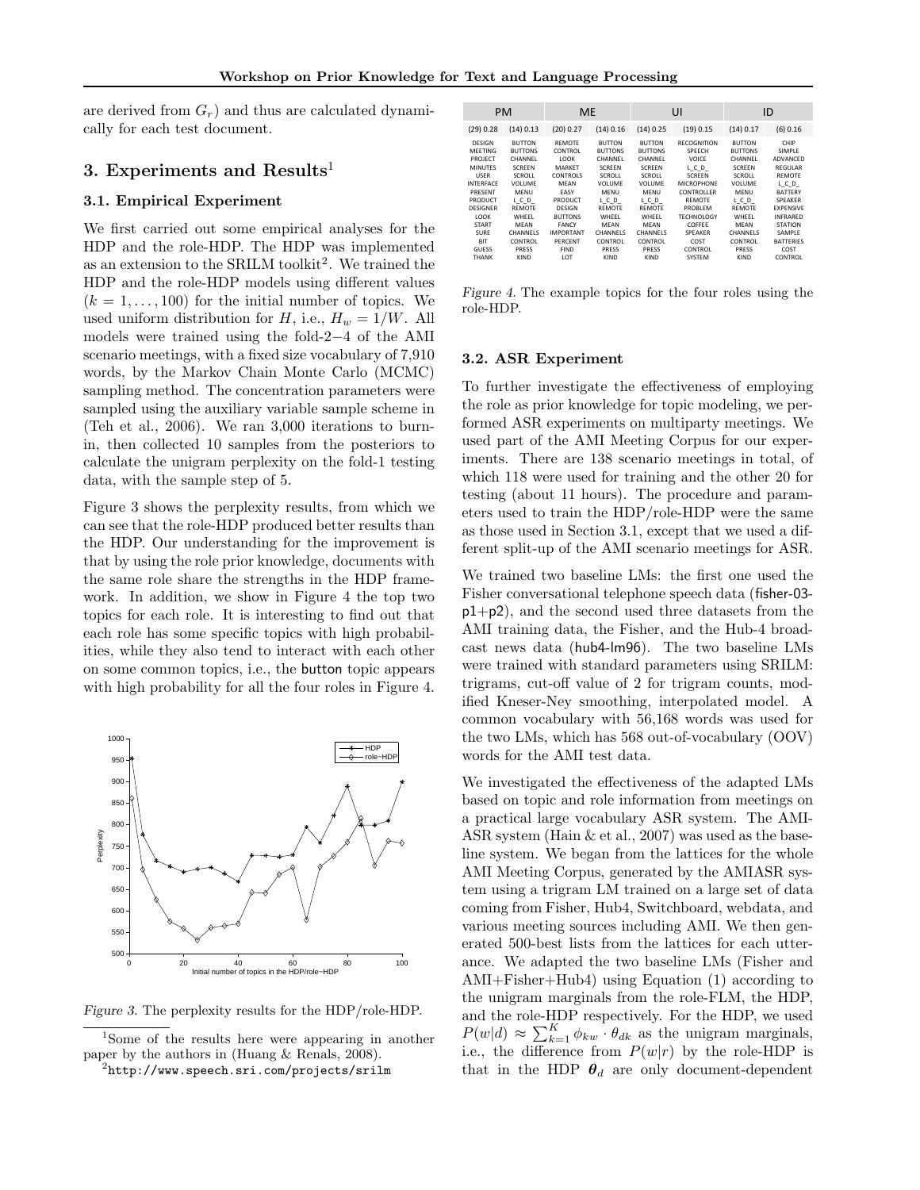are derived from $G_r$) and thus are calculated dynamically for each test document.

## 3. Experiments and Results[1]

### 3.1. Empirical Experiment

We first carried out some empirical analyses for the HDP and the role-HDP. The HDP was implemented as an extension to the SRILM toolkit[2]. We trained the HDP and the role-HDP models using different values ($k = 1, \ldots, 100$) for the initial number of topics. We used uniform distribution for $H$, i.e., $H_w = 1/W$. All models were trained using the fold-2−4 of the AMI scenario meetings, with a fixed size vocabulary of 7,910 words, by the Markov Chain Monte Carlo (MCMC) sampling method. The concentration parameters were sampled using the auxiliary variable sample scheme in (Teh et al., 2006). We ran 3,000 iterations to burn-in, then collected 10 samples from the posteriors to calculate the unigram perplexity on the fold-1 testing data, with the sample step of 5.

Figure 3 shows the perplexity results, from which we can see that the role-HDP produced better results than the HDP. Our understanding for the improvement is that by using the role prior knowledge, documents with the same role share the strengths in the HDP framework. In addition, we show in Figure 4 the top two topics for each role. It is interesting to find out that each role has some specific topics with high probabilities, while they also tend to interact with each other on some common topics, i.e., the button topic appears with high probability for all the four roles in Figure 4.

1000
950
900
850
800
750
700
650
600
550
500
Perplexity
0
20
40
60
80
100
Initial number of topics in the HDP/role−HDP
HDP
role−HDP

*Figure 3.* The perplexity results for the HDP/role-HDP.

| PM | | ME | | UI | | ID | |
|---|---|---|---|---|---|---|---|
| (29) 0.28 | (14) 0.13 | (20) 0.27 | (14) 0.16 | (14) 0.25 | (19) 0.15 | (14) 0.17 | (6) 0.16 |
| DESIGN | BUTTON | REMOTE | BUTTON | BUTTON | RECOGNITION | BUTTON | CHIP |
| MEETING | BUTTONS | CONTROL | BUTTONS | BUTTONS | SPEECH | BUTTONS | SIMPLE |
| PROJECT | CHANNEL | LOOK | CHANNEL | CHANNEL | VOICE | CHANNEL | ADVANCED |
| MINUTES | SCREEN | MARKET | SCREEN | SCREEN | L_C_D_ | SCREEN | REGULAR |
| USER | SCROLL | CONTROLS | SCROLL | SCROLL | SCREEN | SCROLL | REMOTE |
| INTERFACE | VOLUME | MEAN | VOLUME | VOLUME | MICROPHONE | VOLUME | L_C_D_ |
| PRESENT | MENU | EASY | MENU | MENU | CONTROLLER | MENU | BATTERY |
| PRODUCT | L_C_D_ | PRODUCT | L_C_D_ | L_C_D_ | REMOTE | L_C_D_ | SPEAKER |
| DESIGNER | REMOTE | DESIGN | REMOTE | REMOTE | PROBLEM | REMOTE | EXPENSIVE |
| LOOK | WHEEL | BUTTONS | WHEEL | WHEEL | TECHNOLOGY | WHEEL | INFRARED |
| START | MEAN | FANCY | MEAN | MEAN | COFFEE | MEAN | STATION |
| SURE | CHANNELS | IMPORTANT | CHANNELS | CHANNELS | SPEAKER | CHANNELS | SAMPLE |
| BIT | CONTROL | PERCENT | CONTROL | CONTROL | COST | CONTROL | BATTERIES |
| GUESS | PRESS | FIND | PRESS | PRESS | CONTROL | PRESS | COST |
| THANK | KIND | LOT | KIND | KIND | SYSTEM | KIND | CONTROL |

*Figure 4.* The example topics for the four roles using the role-HDP.

### 3.2. ASR Experiment

To further investigate the effectiveness of employing the role as prior knowledge for topic modeling, we performed ASR experiments on multiparty meetings. We used part of the AMI Meeting Corpus for our experiments. There are 138 scenario meetings in total, of which 118 were used for training and the other 20 for testing (about 11 hours). The procedure and parameters used to train the HDP/role-HDP were the same as those used in Section 3.1, except that we used a different split-up of the AMI scenario meetings for ASR.

We trained two baseline LMs: the first one used the Fisher conversational telephone speech data (fisher-03-p1+p2), and the second used three datasets from the AMI training data, the Fisher, and the Hub-4 broadcast news data (hub4-lm96). The two baseline LMs were trained with standard parameters using SRILM: trigrams, cut-off value of 2 for trigram counts, modified Kneser-Ney smoothing, interpolated model. A common vocabulary with 56,168 words was used for the two LMs, which has 568 out-of-vocabulary (OOV) words for the AMI test data.

We investigated the effectiveness of the adapted LMs based on topic and role information from meetings on a practical large vocabulary ASR system. The AMI-ASR system (Hain & et al., 2007) was used as the baseline system. We began from the lattices for the whole AMI Meeting Corpus, generated by the AMIASR system using a trigram LM trained on a large set of data coming from Fisher, Hub4, Switchboard, webdata, and various meeting sources including AMI. We then generated 500-best lists from the lattices for each utterance. We adapted the two baseline LMs (Fisher and AMI+Fisher+Hub4) using Equation (1) according to the unigram marginals from the role-FLM, the HDP, and the role-HDP respectively. For the HDP, we used $P(w|d) \approx \sum_{k=1}^{K} \phi_{kw} \cdot \theta_{dk}$ as the unigram marginals, i.e., the difference from $P(w|r)$ by the role-HDP is that in the HDP $\boldsymbol{\theta}_d$ are only document-dependent

[1]Some of the results here were appearing in another paper by the authors in (Huang & Renals, 2008).

[2]http://www.speech.sri.com/projects/srilm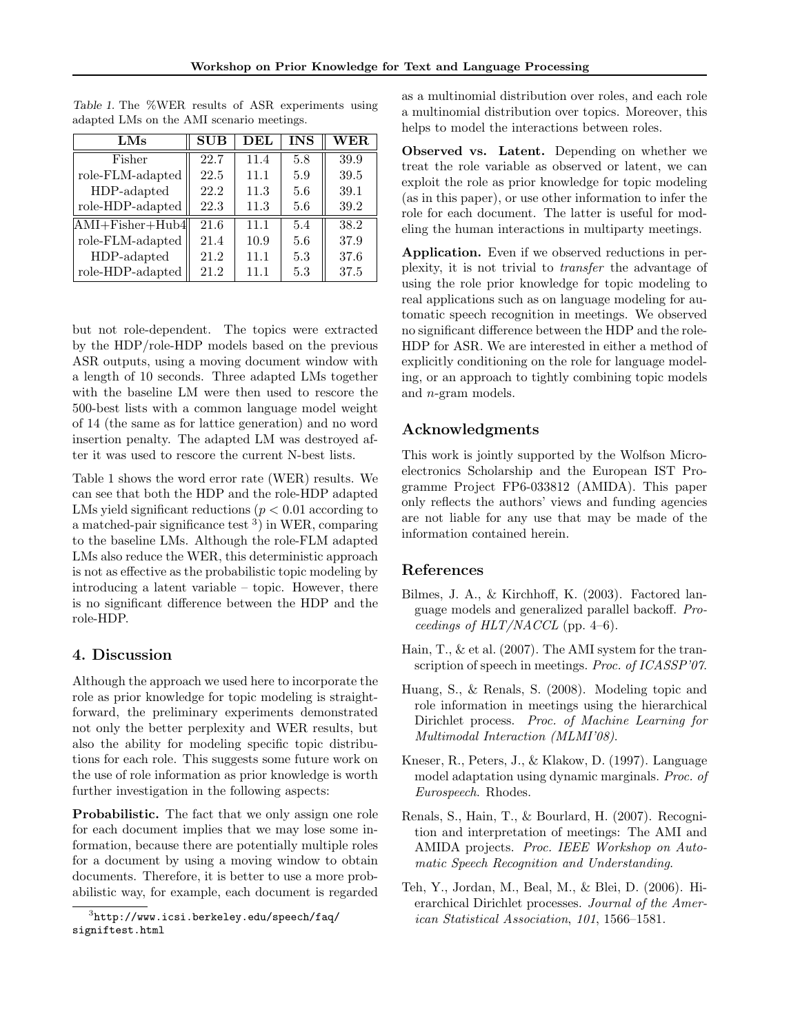Table 1. The %WER results of ASR experiments using adapted LMs on the AMI scenario meetings.

| LMs | SUB | DEL | INS | WER |
|---|---|---|---|---|
| Fisher | 22.7 | 11.4 | 5.8 | 39.9 |
| role-FLM-adapted | 22.5 | 11.1 | 5.9 | 39.5 |
| HDP-adapted | 22.2 | 11.3 | 5.6 | 39.1 |
| role-HDP-adapted | 22.3 | 11.3 | 5.6 | 39.2 |
| AMI+Fisher+Hub4 | 21.6 | 11.1 | 5.4 | 38.2 |
| role-FLM-adapted | 21.4 | 10.9 | 5.6 | 37.9 |
| HDP-adapted | 21.2 | 11.1 | 5.3 | 37.6 |
| role-HDP-adapted | 21.2 | 11.1 | 5.3 | 37.5 |

but not role-dependent. The topics were extracted by the HDP/role-HDP models based on the previous ASR outputs, using a moving document window with a length of 10 seconds. Three adapted LMs together with the baseline LM were then used to rescore the 500-best lists with a common language model weight of 14 (the same as for lattice generation) and no word insertion penalty. The adapted LM was destroyed after it was used to rescore the current N-best lists.

Table 1 shows the word error rate (WER) results. We can see that both the HDP and the role-HDP adapted LMs yield significant reductions ($p < 0.01$ according to a matched-pair significance test [3]) in WER, comparing to the baseline LMs. Although the role-FLM adapted LMs also reduce the WER, this deterministic approach is not as effective as the probabilistic topic modeling by introducing a latent variable – topic. However, there is no significant difference between the HDP and the role-HDP.

## 4. Discussion

Although the approach we used here to incorporate the role as prior knowledge for topic modeling is straightforward, the preliminary experiments demonstrated not only the better perplexity and WER results, but also the ability for modeling specific topic distributions for each role. This suggests some future work on the use of role information as prior knowledge is worth further investigation in the following aspects:

**Probabilistic.** The fact that we only assign one role for each document implies that we may lose some information, because there are potentially multiple roles for a document by using a moving window to obtain documents. Therefore, it is better to use a more probabilistic way, for example, each document is regarded as a multinomial distribution over roles, and each role a multinomial distribution over topics. Moreover, this helps to model the interactions between roles.

**Observed vs. Latent.** Depending on whether we treat the role variable as observed or latent, we can exploit the role as prior knowledge for topic modeling (as in this paper), or use other information to infer the role for each document. The latter is useful for modeling the human interactions in multiparty meetings.

**Application.** Even if we observed reductions in perplexity, it is not trivial to *transfer* the advantage of using the role prior knowledge for topic modeling to real applications such as on language modeling for automatic speech recognition in meetings. We observed no significant difference between the HDP and the role-HDP for ASR. We are interested in either a method of explicitly conditioning on the role for language modeling, or an approach to tightly combining topic models and $n$-gram models.

## Acknowledgments

This work is jointly supported by the Wolfson Microelectronics Scholarship and the European IST Programme Project FP6-033812 (AMIDA). This paper only reflects the authors' views and funding agencies are not liable for any use that may be made of the information contained herein.

## References

Bilmes, J. A., & Kirchhoff, K. (2003). Factored language models and generalized parallel backoff. *Proceedings of HLT/NACCL* (pp. 4–6).

Hain, T., & et al. (2007). The AMI system for the transcription of speech in meetings. *Proc. of ICASSP'07*.

Huang, S., & Renals, S. (2008). Modeling topic and role information in meetings using the hierarchical Dirichlet process. *Proc. of Machine Learning for Multimodal Interaction (MLMI'08)*.

Kneser, R., Peters, J., & Klakow, D. (1997). Language model adaptation using dynamic marginals. *Proc. of Eurospeech*. Rhodes.

Renals, S., Hain, T., & Bourlard, H. (2007). Recognition and interpretation of meetings: The AMI and AMIDA projects. *Proc. IEEE Workshop on Automatic Speech Recognition and Understanding*.

Teh, Y., Jordan, M., Beal, M., & Blei, D. (2006). Hierarchical Dirichlet processes. *Journal of the American Statistical Association*, *101*, 1566–1581.

[3] `http://www.icsi.berkeley.edu/speech/faq/signiftest.html`